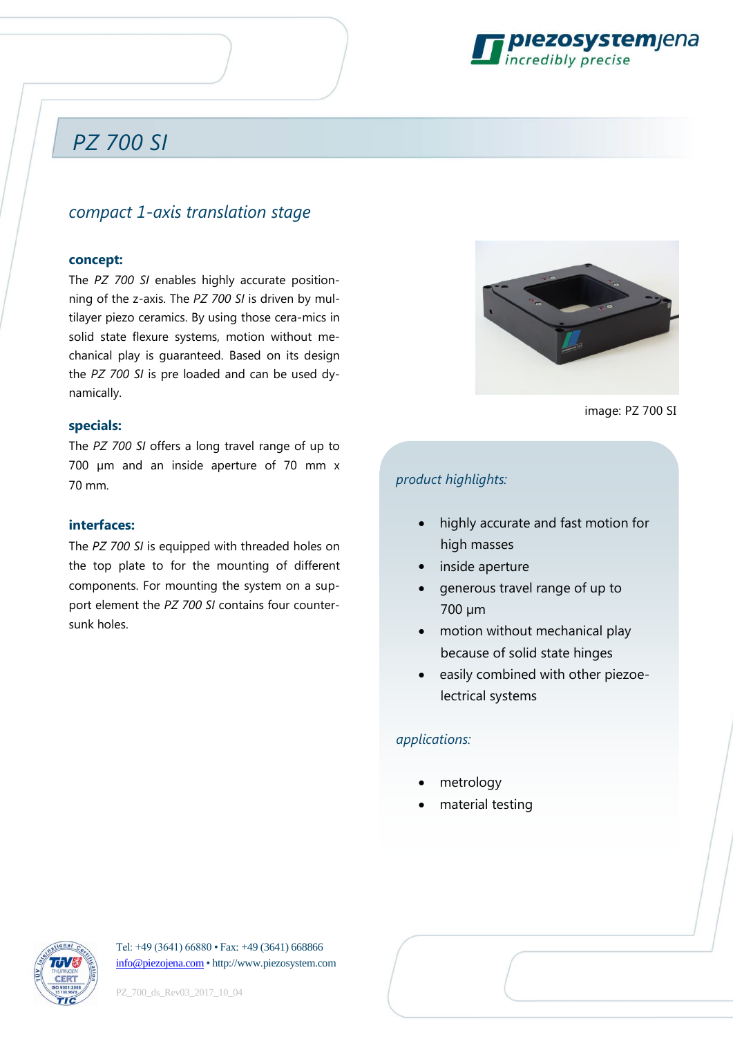# PZ 700 SI

## *compact 1-axis translation stage*

### concept:

The *PZ 700 SI* enables highly accurate positionning of the z-axis. The *PZ 700 SI* is driven by multilayer piezo ceramics. By using those cera-mics in solid state flexure systems, motion without mechanical play is guaranteed. Based on its design the *PZ 700 SI* is pre loaded and can be used dynamically.

### specials:

The *PZ 700 SI* offers a long travel range of up to 700 µm and an inside aperture of 70 mm x 70 mm.

### interfaces:

The *PZ 700 SI* is equipped with threaded holes on the top plate to for the mounting of different components. For mounting the system on a support element the *PZ 700 SI* contains four countersunk holes.

image: PZ 700 SI

### *product highlights:*

- highly accurate and fast motion for high masses
- inside aperture
- generous travel range of up to 700 µm
- motion without mechanical play because of solid state hinges
- easily combined with other piezoelectrical systems

### *applications:*

- metrology
- material testing

Tel: +49 (3641) 66880 • Fax: +49 (3641) 668866
info@piezojena.com • http://www.piezosystem.com

PZ_700_ds_Rev03_2017_10_04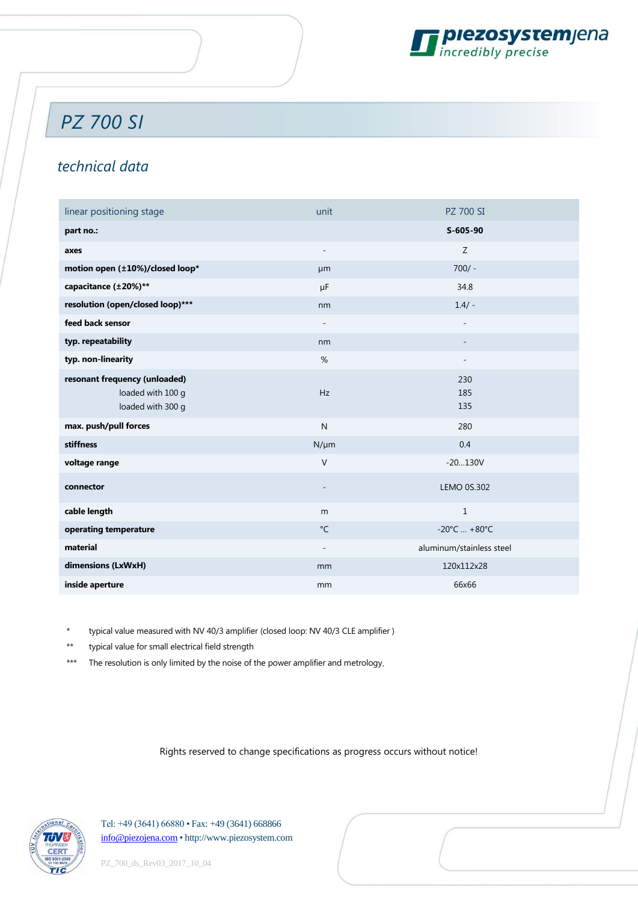# PZ 700 SI

## technical data

| linear positioning stage | unit | PZ 700 SI |
|---|---|---|
| **part no.:** | | **S-605-90** |
| **axes** | - | Z |
| **motion open (±10%)/closed loop*** | µm | 700/ - |
| **capacitance (±20%)**** | µF | 34.8 |
| **resolution (open/closed loop)***** | nm | 1.4/ - |
| **feed back sensor** | - | - |
| **typ. repeatability** | nm | - |
| **typ. non-linearity** | % | - |
| **resonant frequency (unloaded)** | Hz | 230 |
| loaded with 100 g | | 185 |
| loaded with 300 g | | 135 |
| **max. push/pull forces** | N | 280 |
| **stiffness** | N/µm | 0.4 |
| **voltage range** | V | -20...130V |
| **connector** | - | LEMO 0S.302 |
| **cable length** | m | 1 |
| **operating temperature** | °C | -20°C ... +80°C |
| **material** | - | aluminum/stainless steel |
| **dimensions (LxWxH)** | mm | 120x112x28 |
| **inside aperture** | mm | 66x66 |

\* typical value measured with NV 40/3 amplifier (closed loop: NV 40/3 CLE amplifier )

\*\* typical value for small electrical field strength

\*\*\* The resolution is only limited by the noise of the power amplifier and metrology.

Rights reserved to change specifications as progress occurs without notice!

Tel: +49 (3641) 66880 • Fax: +49 (3641) 668866
info@piezojena.com • http://www.piezosystem.com

PZ_700_ds_Rev03_2017_10_04